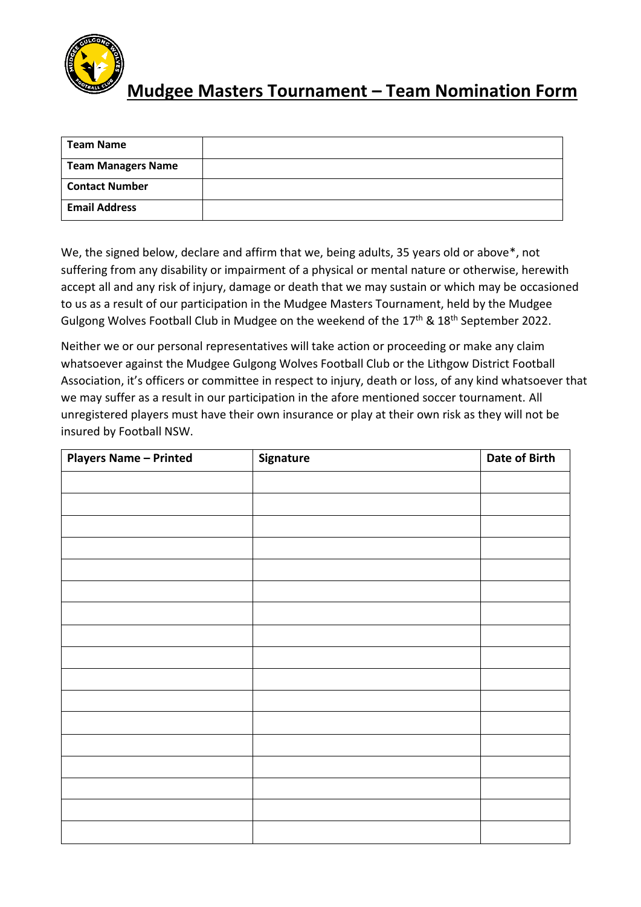# Mudgee Masters Tournament – Team Nomination Form

| Team Name | |
|---|---|
| Team Managers Name | |
| Contact Number | |
| Email Address | |

We, the signed below, declare and affirm that we, being adults, 35 years old or above*, not suffering from any disability or impairment of a physical or mental nature or otherwise, herewith accept all and any risk of injury, damage or death that we may sustain or which may be occasioned to us as a result of our participation in the Mudgee Masters Tournament, held by the Mudgee Gulgong Wolves Football Club in Mudgee on the weekend of the 17th & 18th September 2022.

Neither we or our personal representatives will take action or proceeding or make any claim whatsoever against the Mudgee Gulgong Wolves Football Club or the Lithgow District Football Association, it's officers or committee in respect to injury, death or loss, of any kind whatsoever that we may suffer as a result in our participation in the afore mentioned soccer tournament. All unregistered players must have their own insurance or play at their own risk as they will not be insured by Football NSW.

| Players Name – Printed | Signature | Date of Birth |
|---|---|---|
| | | |
| | | |
| | | |
| | | |
| | | |
| | | |
| | | |
| | | |
| | | |
| | | |
| | | |
| | | |
| | | |
| | | |
| | | |
| | | |
| | | |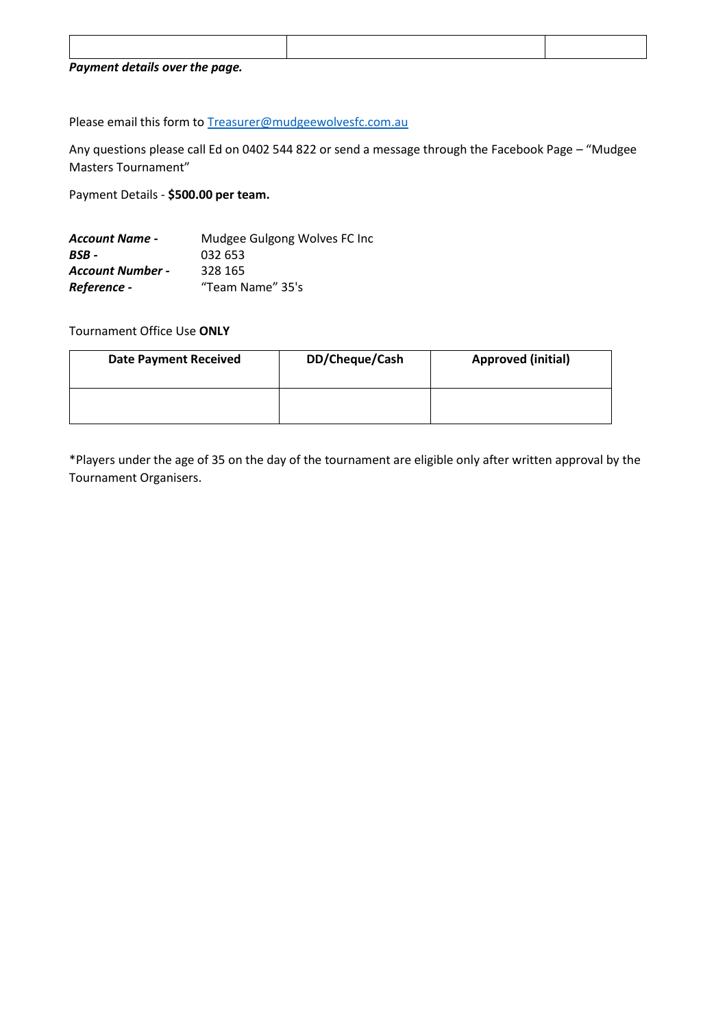| | | |
|---|---|---|
| | | |

***Payment details over the page.***

Please email this form to [Treasurer@mudgeewolvesfc.com.au](mailto:Treasurer@mudgeewolvesfc.com.au)

Any questions please call Ed on 0402 544 822 or send a message through the Facebook Page – "Mudgee Masters Tournament"

Payment Details - **$500.00 per team.**

***Account Name -*** Mudgee Gulgong Wolves FC Inc
***BSB -*** 032 653
***Account Number -*** 328 165
***Reference -*** "Team Name" 35's

Tournament Office Use **ONLY**

| Date Payment Received | DD/Cheque/Cash | Approved (initial) |
|---|---|---|
| | | |

*Players under the age of 35 on the day of the tournament are eligible only after written approval by the Tournament Organisers.